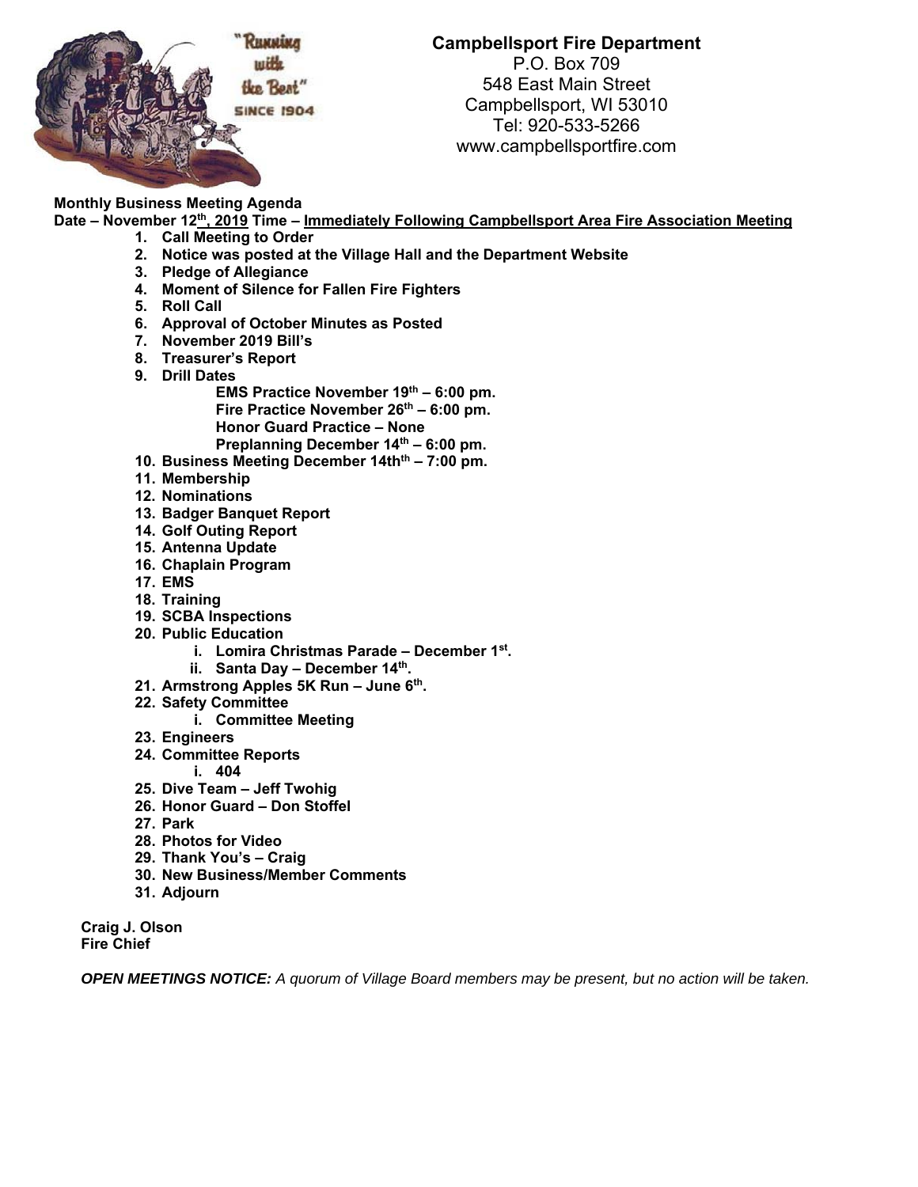# Campbellsport Fire Department

P.O. Box 709
548 East Main Street
Campbellsport, WI 53010
Tel: 920-533-5266
www.campbellsportfire.com

**Monthly Business Meeting Agenda**
**Date – November 12th, 2019 Time – Immediately Following Campbellsport Area Fire Association Meeting**

1. **Call Meeting to Order**
2. **Notice was posted at the Village Hall and the Department Website**
3. **Pledge of Allegiance**
4. **Moment of Silence for Fallen Fire Fighters**
5. **Roll Call**
6. **Approval of October Minutes as Posted**
7. **November 2019 Bill's**
8. **Treasurer's Report**
9. **Drill Dates**
   - **EMS Practice November 19th – 6:00 pm.**
   - **Fire Practice November 26th – 6:00 pm.**
   - **Honor Guard Practice – None**
   - **Preplanning December 14th – 6:00 pm.**
10. **Business Meeting December 14thth – 7:00 pm.**
11. **Membership**
12. **Nominations**
13. **Badger Banquet Report**
14. **Golf Outing Report**
15. **Antenna Update**
16. **Chaplain Program**
17. **EMS**
18. **Training**
19. **SCBA Inspections**
20. **Public Education**
    - i. **Lomira Christmas Parade – December 1st.**
    - ii. **Santa Day – December 14th.**
21. **Armstrong Apples 5K Run – June 6th.**
22. **Safety Committee**
    - i. **Committee Meeting**
23. **Engineers**
24. **Committee Reports**
    - i. **404**
25. **Dive Team – Jeff Twohig**
26. **Honor Guard – Don Stoffel**
27. **Park**
28. **Photos for Video**
29. **Thank You's – Craig**
30. **New Business/Member Comments**
31. **Adjourn**

**Craig J. Olson**
**Fire Chief**

***OPEN MEETINGS NOTICE:*** *A quorum of Village Board members may be present, but no action will be taken.*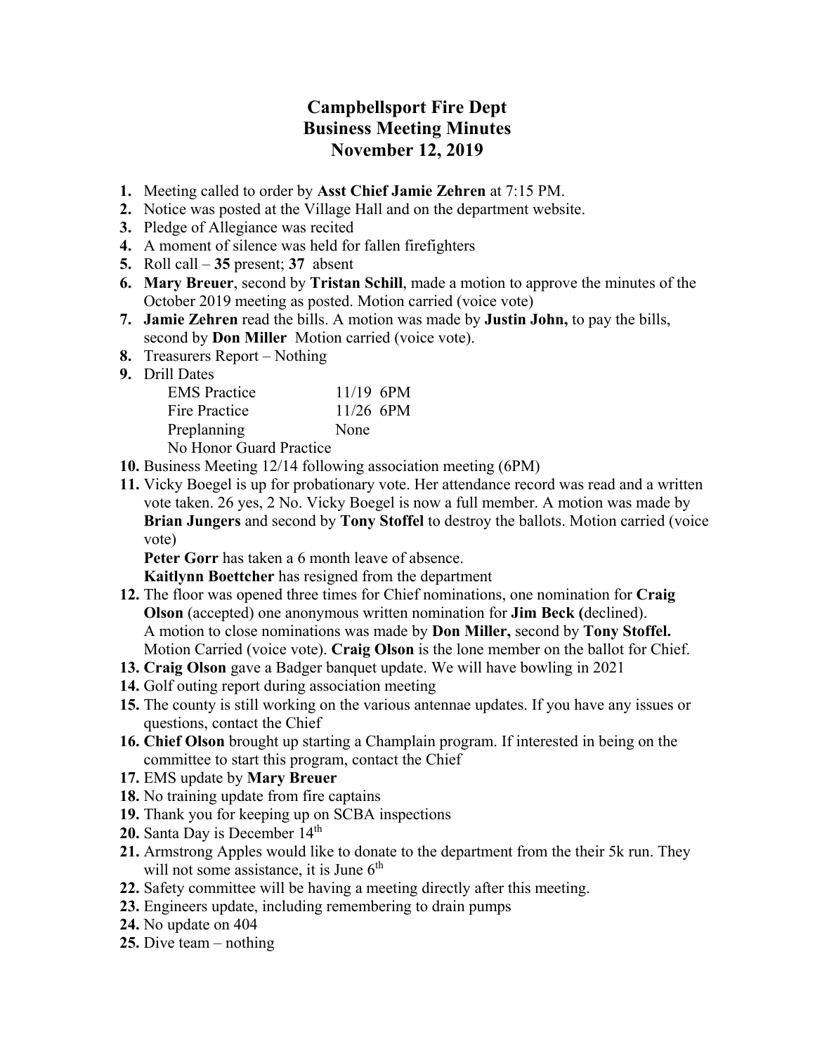# Campbellsport Fire Dept
# Business Meeting Minutes
# November 12, 2019

1. Meeting called to order by **Asst Chief Jamie Zehren** at 7:15 PM.
2. Notice was posted at the Village Hall and on the department website.
3. Pledge of Allegiance was recited
4. A moment of silence was held for fallen firefighters
5. Roll call – **35** present; **37** absent
6. **Mary Breuer**, second by **Tristan Schill**, made a motion to approve the minutes of the October 2019 meeting as posted. Motion carried (voice vote)
7. **Jamie Zehren** read the bills. A motion was made by **Justin John,** to pay the bills, second by **Don Miller** Motion carried (voice vote).
8. Treasurers Report – Nothing
9. Drill Dates

   | | |
   |---|---|
   | EMS Practice | 11/19 6PM |
   | Fire Practice | 11/26 6PM |
   | Preplanning | None |

   No Honor Guard Practice
10. Business Meeting 12/14 following association meeting (6PM)
11. Vicky Boegel is up for probationary vote. Her attendance record was read and a written vote taken. 26 yes, 2 No. Vicky Boegel is now a full member. A motion was made by **Brian Jungers** and second by **Tony Stoffel** to destroy the ballots. Motion carried (voice vote)

    **Peter Gorr** has taken a 6 month leave of absence.

    **Kaitlynn Boettcher** has resigned from the department
12. The floor was opened three times for Chief nominations, one nomination for **Craig Olson** (accepted) one anonymous written nomination for **Jim Beck (**declined).
    A motion to close nominations was made by **Don Miller,** second by **Tony Stoffel.** Motion Carried (voice vote). **Craig Olson** is the lone member on the ballot for Chief.
13. **Craig Olson** gave a Badger banquet update. We will have bowling in 2021
14. Golf outing report during association meeting
15. The county is still working on the various antennae updates. If you have any issues or questions, contact the Chief
16. **Chief Olson** brought up starting a Champlain program. If interested in being on the committee to start this program, contact the Chief
17. EMS update by **Mary Breuer**
18. No training update from fire captains
19. Thank you for keeping up on SCBA inspections
20. Santa Day is December 14th
21. Armstrong Apples would like to donate to the department from the their 5k run. They will not some assistance, it is June 6th
22. Safety committee will be having a meeting directly after this meeting.
23. Engineers update, including remembering to drain pumps
24. No update on 404
25. Dive team – nothing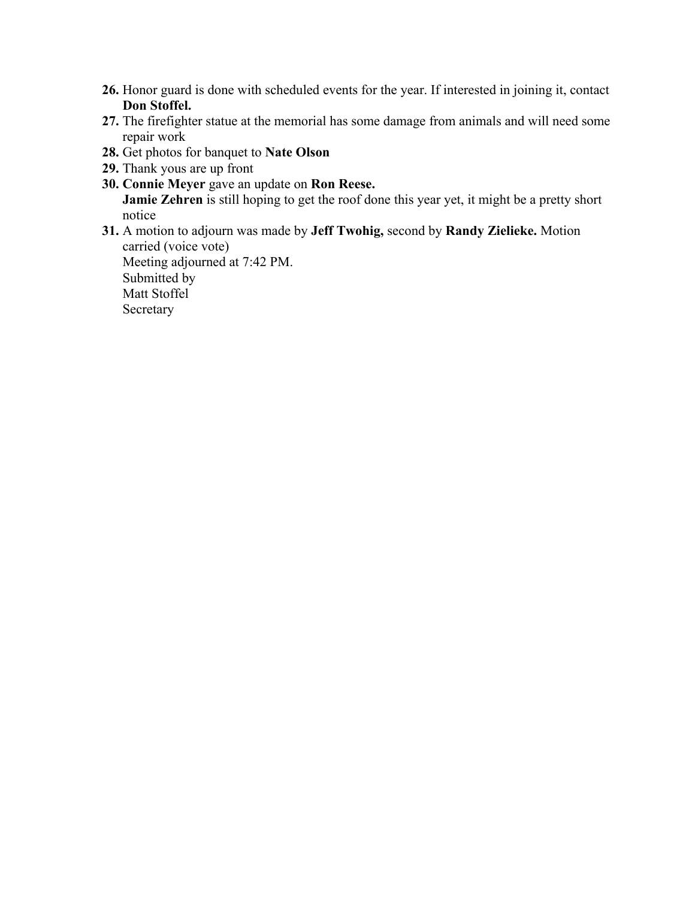26. Honor guard is done with scheduled events for the year. If interested in joining it, contact **Don Stoffel.**
27. The firefighter statue at the memorial has some damage from animals and will need some repair work
28. Get photos for banquet to **Nate Olson**
29. Thank yous are up front
30. **Connie Meyer** gave an update on **Ron Reese.**
    **Jamie Zehren** is still hoping to get the roof done this year yet, it might be a pretty short notice
31. A motion to adjourn was made by **Jeff Twohig,** second by **Randy Zielieke.** Motion carried (voice vote)
    Meeting adjourned at 7:42 PM.
    Submitted by
    Matt Stoffel
    Secretary